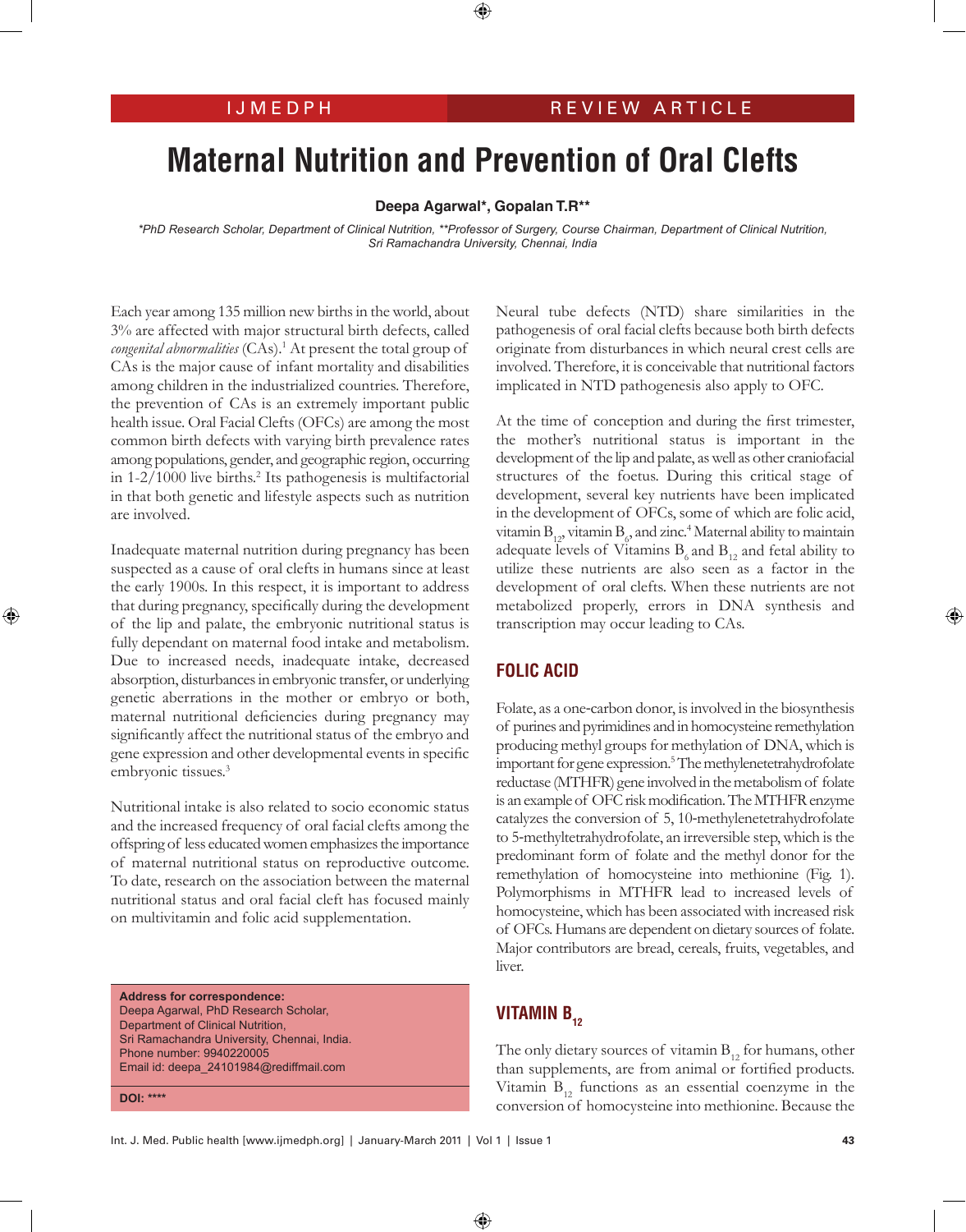IJMEDPH | REVIEW ARTICLE

# Maternal Nutrition and Prevention of Oral Clefts

**Deepa Agarwal*, Gopalan T.R****

*\*PhD Research Scholar, Department of Clinical Nutrition, \*\*Professor of Surgery, Course Chairman, Department of Clinical Nutrition, Sri Ramachandra University, Chennai, India*

Each year among 135 million new births in the world, about 3% are affected with major structural birth defects, called *congenital abnormalities* (CAs).[1] At present the total group of CAs is the major cause of infant mortality and disabilities among children in the industrialized countries. Therefore, the prevention of CAs is an extremely important public health issue. Oral Facial Clefts (OFCs) are among the most common birth defects with varying birth prevalence rates among populations, gender, and geographic region, occurring in 1-2/1000 live births.[2] Its pathogenesis is multifactorial in that both genetic and lifestyle aspects such as nutrition are involved.

Inadequate maternal nutrition during pregnancy has been suspected as a cause of oral clefts in humans since at least the early 1900s. In this respect, it is important to address that during pregnancy, specifically during the development of the lip and palate, the embryonic nutritional status is fully dependant on maternal food intake and metabolism. Due to increased needs, inadequate intake, decreased absorption, disturbances in embryonic transfer, or underlying genetic aberrations in the mother or embryo or both, maternal nutritional deficiencies during pregnancy may significantly affect the nutritional status of the embryo and gene expression and other developmental events in specific embryonic tissues.[3]

Nutritional intake is also related to socio economic status and the increased frequency of oral facial clefts among the offspring of less educated women emphasizes the importance of maternal nutritional status on reproductive outcome. To date, research on the association between the maternal nutritional status and oral facial cleft has focused mainly on multivitamin and folic acid supplementation.

**Address for correspondence:**
Deepa Agarwal, PhD Research Scholar,
Department of Clinical Nutrition,
Sri Ramachandra University, Chennai, India.
Phone number: 9940220005
Email id: deepa_24101984@rediffmail.com

**DOI:** ****

Neural tube defects (NTD) share similarities in the pathogenesis of oral facial clefts because both birth defects originate from disturbances in which neural crest cells are involved. Therefore, it is conceivable that nutritional factors implicated in NTD pathogenesis also apply to OFC.

At the time of conception and during the first trimester, the mother's nutritional status is important in the development of the lip and palate, as well as other craniofacial structures of the foetus. During this critical stage of development, several key nutrients have been implicated in the development of OFCs, some of which are folic acid, vitamin $B_{12}$, vitamin $B_6$, and zinc.[4] Maternal ability to maintain adequate levels of Vitamins $B_6$ and $B_{12}$ and fetal ability to utilize these nutrients are also seen as a factor in the development of oral clefts. When these nutrients are not metabolized properly, errors in DNA synthesis and transcription may occur leading to CAs.

## FOLIC ACID

Folate, as a one-carbon donor, is involved in the biosynthesis of purines and pyrimidines and in homocysteine remethylation producing methyl groups for methylation of DNA, which is important for gene expression.[5] The methylenetetrahydrofolate reductase (MTHFR) gene involved in the metabolism of folate is an example of OFC risk modification. The MTHFR enzyme catalyzes the conversion of 5, 10-methylenetetrahydrofolate to 5-methyltetrahydrofolate, an irreversible step, which is the predominant form of folate and the methyl donor for the remethylation of homocysteine into methionine (Fig. 1). Polymorphisms in MTHFR lead to increased levels of homocysteine, which has been associated with increased risk of OFCs. Humans are dependent on dietary sources of folate. Major contributors are bread, cereals, fruits, vegetables, and liver.

## VITAMIN $B_{12}$

The only dietary sources of vitamin $B_{12}$ for humans, other than supplements, are from animal or fortified products. Vitamin $B_{12}$ functions as an essential coenzyme in the conversion of homocysteine into methionine. Because the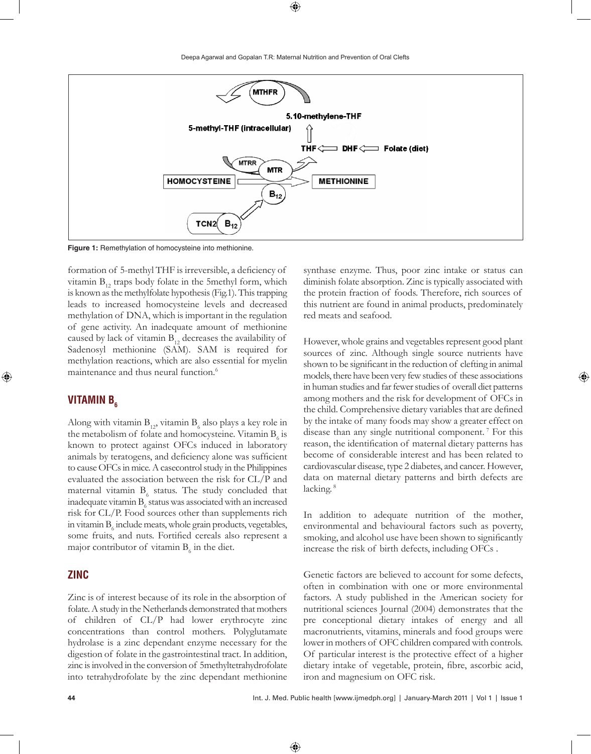Figure 1: Remethylation of homocysteine into methionine.

formation of 5-methyl THF is irreversible, a deficiency of vitamin $B_{12}$ traps body folate in the 5methyl form, which is known as the methylfolate hypothesis (Fig.1). This trapping leads to increased homocysteine levels and decreased methylation of DNA, which is important in the regulation of gene activity. An inadequate amount of methionine caused by lack of vitamin $B_{12}$ decreases the availability of Sadenosyl methionine (SAM). SAM is required for methylation reactions, which are also essential for myelin maintenance and thus neural function.[6]

## VITAMIN $B_6$

Along with vitamin $B_{12}$, vitamin $B_6$ also plays a key role in the metabolism of folate and homocysteine. Vitamin $B_6$ is known to protect against OFCs induced in laboratory animals by teratogens, and deficiency alone was sufficient to cause OFCs in mice. A casecontrol study in the Philippines evaluated the association between the risk for CL/P and maternal vitamin $B_6$ status. The study concluded that inadequate vitamin $B_6$ status was associated with an increased risk for CL/P. Food sources other than supplements rich in vitamin $B_6$ include meats, whole grain products, vegetables, some fruits, and nuts. Fortified cereals also represent a major contributor of vitamin $B_6$ in the diet.

## ZINC

Zinc is of interest because of its role in the absorption of folate. A study in the Netherlands demonstrated that mothers of children of CL/P had lower erythrocyte zinc concentrations than control mothers. Polyglutamate hydrolase is a zinc dependant enzyme necessary for the digestion of folate in the gastrointestinal tract. In addition, zinc is involved in the conversion of 5methyltetrahydrofolate into tetrahydrofolate by the zinc dependant methionine synthase enzyme. Thus, poor zinc intake or status can diminish folate absorption. Zinc is typically associated with the protein fraction of foods. Therefore, rich sources of this nutrient are found in animal products, predominately red meats and seafood.

However, whole grains and vegetables represent good plant sources of zinc. Although single source nutrients have shown to be significant in the reduction of clefting in animal models, there have been very few studies of these associations in human studies and far fewer studies of overall diet patterns among mothers and the risk for development of OFCs in the child. Comprehensive dietary variables that are defined by the intake of many foods may show a greater effect on disease than any single nutritional component.[7] For this reason, the identification of maternal dietary patterns has become of considerable interest and has been related to cardiovascular disease, type 2 diabetes, and cancer. However, data on maternal dietary patterns and birth defects are lacking.[8]

In addition to adequate nutrition of the mother, environmental and behavioural factors such as poverty, smoking, and alcohol use have been shown to significantly increase the risk of birth defects, including OFCs .

Genetic factors are believed to account for some defects, often in combination with one or more environmental factors. A study published in the American society for nutritional sciences Journal (2004) demonstrates that the pre conceptional dietary intakes of energy and all macronutrients, vitamins, minerals and food groups were lower in mothers of OFC children compared with controls. Of particular interest is the protective effect of a higher dietary intake of vegetable, protein, fibre, ascorbic acid, iron and magnesium on OFC risk.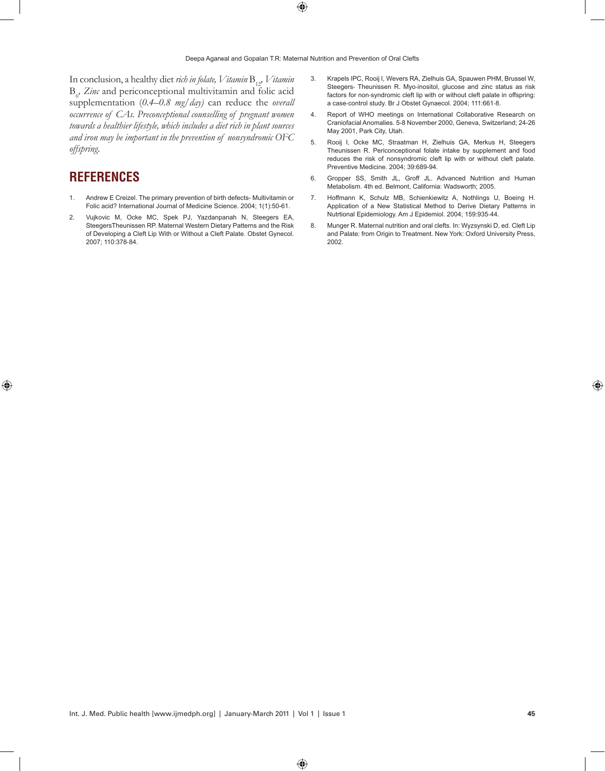In conclusion, a healthy diet *rich in folate, Vitamin* $B_{12}$*, Vitamin* $B_6$*, Zinc* and periconceptional multivitamin and folic acid supplementation (*0.4–0.8 mg/day)* can reduce the *overall occurrence of CAs. Preconceptional counselling of pregnant women towards a healthier lifestyle, which includes a diet rich in plant sources and iron may be important in the prevention of nonsyndromic OFC offspring.*

## REFERENCES

1. Andrew E Creizel. The primary prevention of birth defects- Multivitamin or Folic acid? International Journal of Medicine Science. 2004; 1(1):50-61.
2. Vujkovic M, Ocke MC, Spek PJ, Yazdanpanah N, Steegers EA, SteegersTheunissen RP. Maternal Western Dietary Patterns and the Risk of Developing a Cleft Lip With or Without a Cleft Palate. Obstet Gynecol. 2007; 110:378-84.
3. Krapels IPC, Rooij I, Wevers RA, Zielhuis GA, Spauwen PHM, Brussel W, Steegers- Theunissen R. Myo-inositol, glucose and zinc status as risk factors for non-syndromic cleft lip with or without cleft palate in offspring: a case-control study. Br J Obstet Gynaecol. 2004; 111:661-8.
4. Report of WHO meetings on International Collaborative Research on Craniofacial Anomalies. 5-8 November 2000, Geneva, Switzerland; 24-26 May 2001, Park City, Utah.
5. Rooij I, Ocke MC, Straatman H, Zielhuis GA, Merkus H, Steegers Theunissen R. Periconceptional folate intake by supplement and food reduces the risk of nonsyndromic cleft lip with or without cleft palate. Preventive Medicine. 2004; 39:689-94.
6. Gropper SS, Smith JL, Groff JL. Advanced Nutrition and Human Metabolism. 4th ed. Belmont, California: Wadsworth; 2005.
7. Hoffmann K, Schulz MB, Schienkiewitz A, Nothlings U, Boeing H. Application of a New Statistical Method to Derive Dietary Patterns in Nutrtional Epidemiology. Am J Epidemiol. 2004; 159:935-44.
8. Munger R. Maternal nutrition and oral clefts. In: Wyzsynski D, ed. Cleft Lip and Palate: from Origin to Treatment. New York: Oxford University Press, 2002.